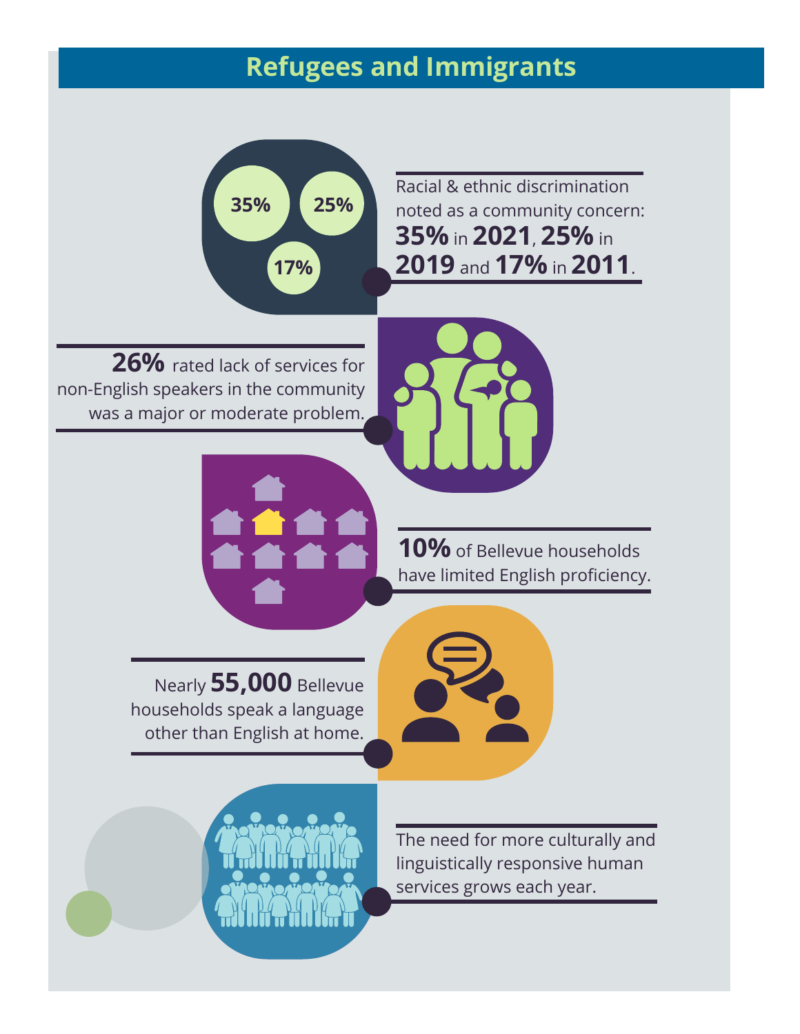# Refugees and Immigrants

Racial & ethnic discrimination noted as a community concern: **35%** in **2021**, **25%** in **2019** and **17%** in **2011**.

**26%** rated lack of services for non-English speakers in the community was a major or moderate problem.

**10%** of Bellevue households have limited English proficiency.

Nearly **55,000** Bellevue households speak a language other than English at home.

The need for more culturally and linguistically responsive human services grows each year.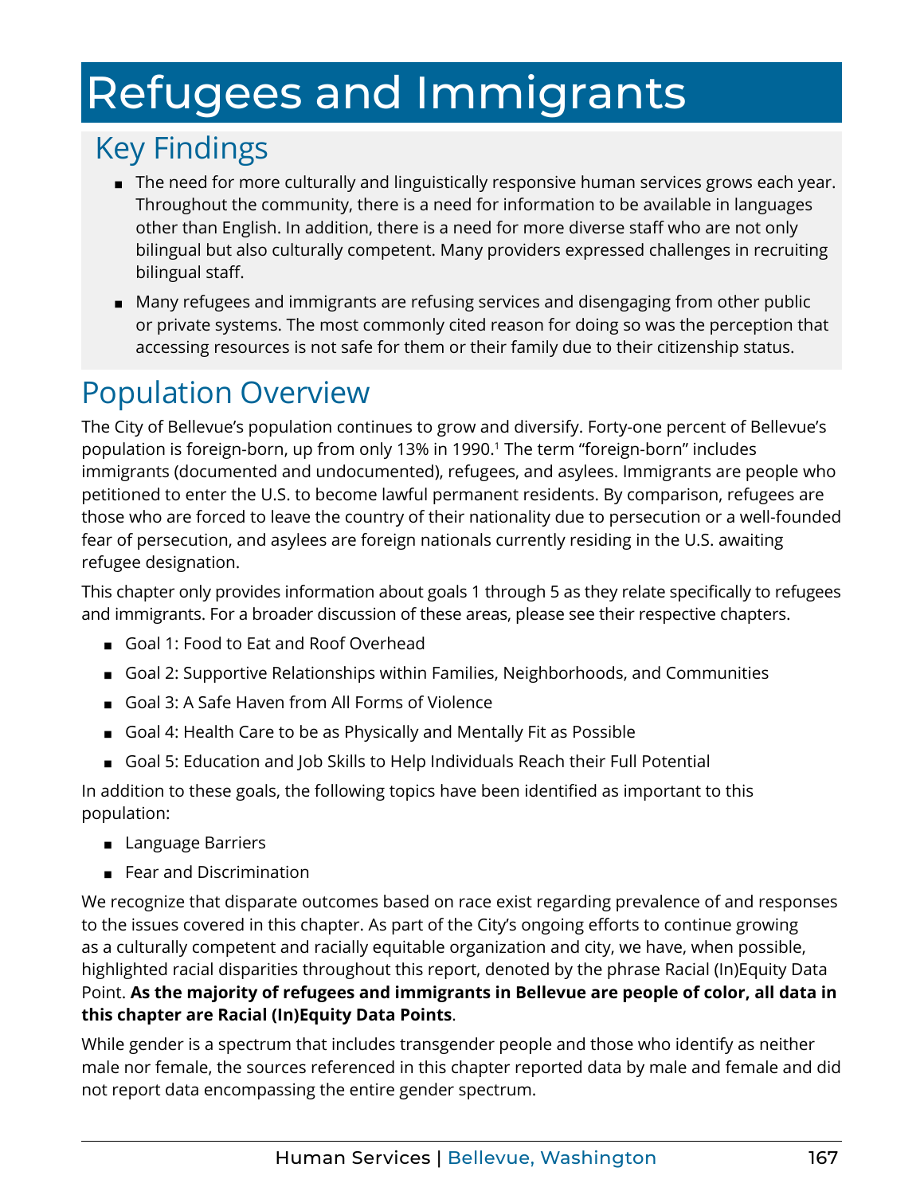# Refugees and Immigrants

## Key Findings

- The need for more culturally and linguistically responsive human services grows each year. Throughout the community, there is a need for information to be available in languages other than English. In addition, there is a need for more diverse staff who are not only bilingual but also culturally competent. Many providers expressed challenges in recruiting bilingual staff.
- Many refugees and immigrants are refusing services and disengaging from other public or private systems. The most commonly cited reason for doing so was the perception that accessing resources is not safe for them or their family due to their citizenship status.

## Population Overview

The City of Bellevue's population continues to grow and diversify. Forty-one percent of Bellevue's population is foreign-born, up from only 13% in 1990.[1] The term "foreign-born" includes immigrants (documented and undocumented), refugees, and asylees. Immigrants are people who petitioned to enter the U.S. to become lawful permanent residents. By comparison, refugees are those who are forced to leave the country of their nationality due to persecution or a well-founded fear of persecution, and asylees are foreign nationals currently residing in the U.S. awaiting refugee designation.

This chapter only provides information about goals 1 through 5 as they relate specifically to refugees and immigrants. For a broader discussion of these areas, please see their respective chapters.

- Goal 1: Food to Eat and Roof Overhead
- Goal 2: Supportive Relationships within Families, Neighborhoods, and Communities
- Goal 3: A Safe Haven from All Forms of Violence
- Goal 4: Health Care to be as Physically and Mentally Fit as Possible
- Goal 5: Education and Job Skills to Help Individuals Reach their Full Potential

In addition to these goals, the following topics have been identified as important to this population:

- Language Barriers
- Fear and Discrimination

We recognize that disparate outcomes based on race exist regarding prevalence of and responses to the issues covered in this chapter. As part of the City's ongoing efforts to continue growing as a culturally competent and racially equitable organization and city, we have, when possible, highlighted racial disparities throughout this report, denoted by the phrase Racial (In)Equity Data Point. **As the majority of refugees and immigrants in Bellevue are people of color, all data in this chapter are Racial (In)Equity Data Points**.

While gender is a spectrum that includes transgender people and those who identify as neither male nor female, the sources referenced in this chapter reported data by male and female and did not report data encompassing the entire gender spectrum.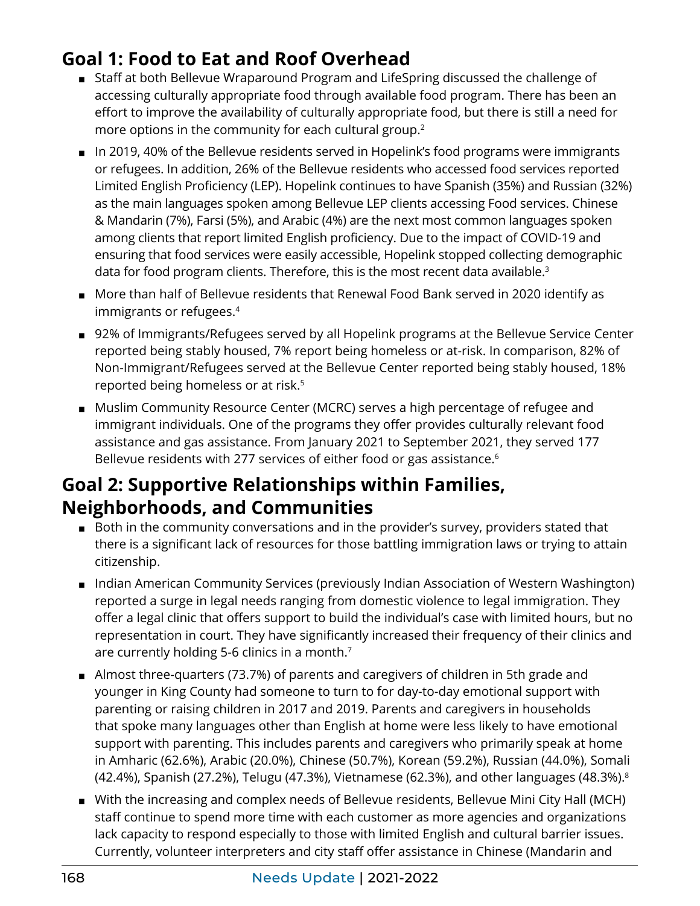## Goal 1: Food to Eat and Roof Overhead

- Staff at both Bellevue Wraparound Program and LifeSpring discussed the challenge of accessing culturally appropriate food through available food program. There has been an effort to improve the availability of culturally appropriate food, but there is still a need for more options in the community for each cultural group.[2]
- In 2019, 40% of the Bellevue residents served in Hopelink's food programs were immigrants or refugees. In addition, 26% of the Bellevue residents who accessed food services reported Limited English Proficiency (LEP). Hopelink continues to have Spanish (35%) and Russian (32%) as the main languages spoken among Bellevue LEP clients accessing Food services. Chinese & Mandarin (7%), Farsi (5%), and Arabic (4%) are the next most common languages spoken among clients that report limited English proficiency. Due to the impact of COVID-19 and ensuring that food services were easily accessible, Hopelink stopped collecting demographic data for food program clients. Therefore, this is the most recent data available.[3]
- More than half of Bellevue residents that Renewal Food Bank served in 2020 identify as immigrants or refugees.[4]
- 92% of Immigrants/Refugees served by all Hopelink programs at the Bellevue Service Center reported being stably housed, 7% report being homeless or at-risk. In comparison, 82% of Non-Immigrant/Refugees served at the Bellevue Center reported being stably housed, 18% reported being homeless or at risk.[5]
- Muslim Community Resource Center (MCRC) serves a high percentage of refugee and immigrant individuals. One of the programs they offer provides culturally relevant food assistance and gas assistance. From January 2021 to September 2021, they served 177 Bellevue residents with 277 services of either food or gas assistance.[6]

## Goal 2: Supportive Relationships within Families, Neighborhoods, and Communities

- Both in the community conversations and in the provider's survey, providers stated that there is a significant lack of resources for those battling immigration laws or trying to attain citizenship.
- Indian American Community Services (previously Indian Association of Western Washington) reported a surge in legal needs ranging from domestic violence to legal immigration. They offer a legal clinic that offers support to build the individual's case with limited hours, but no representation in court. They have significantly increased their frequency of their clinics and are currently holding 5-6 clinics in a month.[7]
- Almost three-quarters (73.7%) of parents and caregivers of children in 5th grade and younger in King County had someone to turn to for day-to-day emotional support with parenting or raising children in 2017 and 2019. Parents and caregivers in households that spoke many languages other than English at home were less likely to have emotional support with parenting. This includes parents and caregivers who primarily speak at home in Amharic (62.6%), Arabic (20.0%), Chinese (50.7%), Korean (59.2%), Russian (44.0%), Somali (42.4%), Spanish (27.2%), Telugu (47.3%), Vietnamese (62.3%), and other languages (48.3%).[8]
- With the increasing and complex needs of Bellevue residents, Bellevue Mini City Hall (MCH) staff continue to spend more time with each customer as more agencies and organizations lack capacity to respond especially to those with limited English and cultural barrier issues. Currently, volunteer interpreters and city staff offer assistance in Chinese (Mandarin and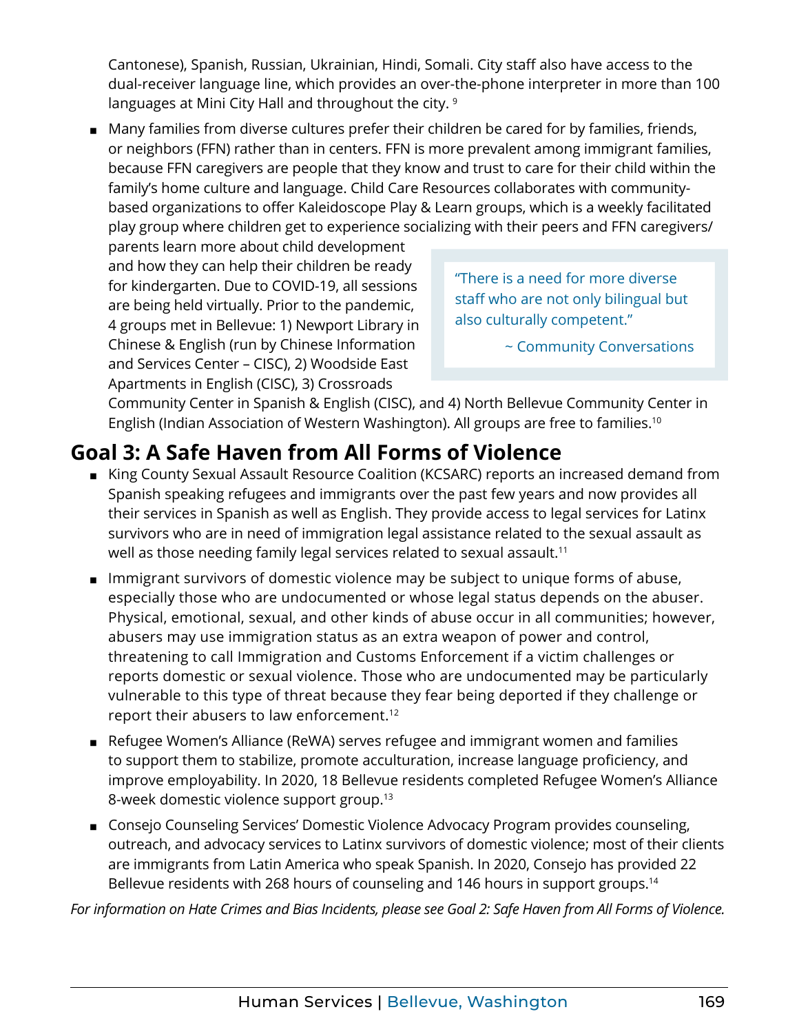Cantonese), Spanish, Russian, Ukrainian, Hindi, Somali. City staff also have access to the dual-receiver language line, which provides an over-the-phone interpreter in more than 100 languages at Mini City Hall and throughout the city. [9]

- Many families from diverse cultures prefer their children be cared for by families, friends, or neighbors (FFN) rather than in centers. FFN is more prevalent among immigrant families, because FFN caregivers are people that they know and trust to care for their child within the family's home culture and language. Child Care Resources collaborates with community-based organizations to offer Kaleidoscope Play & Learn groups, which is a weekly facilitated play group where children get to experience socializing with their peers and FFN caregivers/parents learn more about child development and how they can help their children be ready for kindergarten. Due to COVID-19, all sessions are being held virtually. Prior to the pandemic, 4 groups met in Bellevue: 1) Newport Library in Chinese & English (run by Chinese Information and Services Center – CISC), 2) Woodside East Apartments in English (CISC), 3) Crossroads Community Center in Spanish & English (CISC), and 4) North Bellevue Community Center in English (Indian Association of Western Washington). All groups are free to families.[10]

> "There is a need for more diverse staff who are not only bilingual but also culturally competent."
>
> ~ Community Conversations

## Goal 3: A Safe Haven from All Forms of Violence

- King County Sexual Assault Resource Coalition (KCSARC) reports an increased demand from Spanish speaking refugees and immigrants over the past few years and now provides all their services in Spanish as well as English. They provide access to legal services for Latinx survivors who are in need of immigration legal assistance related to the sexual assault as well as those needing family legal services related to sexual assault.[11]
- Immigrant survivors of domestic violence may be subject to unique forms of abuse, especially those who are undocumented or whose legal status depends on the abuser. Physical, emotional, sexual, and other kinds of abuse occur in all communities; however, abusers may use immigration status as an extra weapon of power and control, threatening to call Immigration and Customs Enforcement if a victim challenges or reports domestic or sexual violence. Those who are undocumented may be particularly vulnerable to this type of threat because they fear being deported if they challenge or report their abusers to law enforcement.[12]
- Refugee Women's Alliance (ReWA) serves refugee and immigrant women and families to support them to stabilize, promote acculturation, increase language proficiency, and improve employability. In 2020, 18 Bellevue residents completed Refugee Women's Alliance 8-week domestic violence support group.[13]
- Consejo Counseling Services' Domestic Violence Advocacy Program provides counseling, outreach, and advocacy services to Latinx survivors of domestic violence; most of their clients are immigrants from Latin America who speak Spanish. In 2020, Consejo has provided 22 Bellevue residents with 268 hours of counseling and 146 hours in support groups.[14]

*For information on Hate Crimes and Bias Incidents, please see Goal 2: Safe Haven from All Forms of Violence.*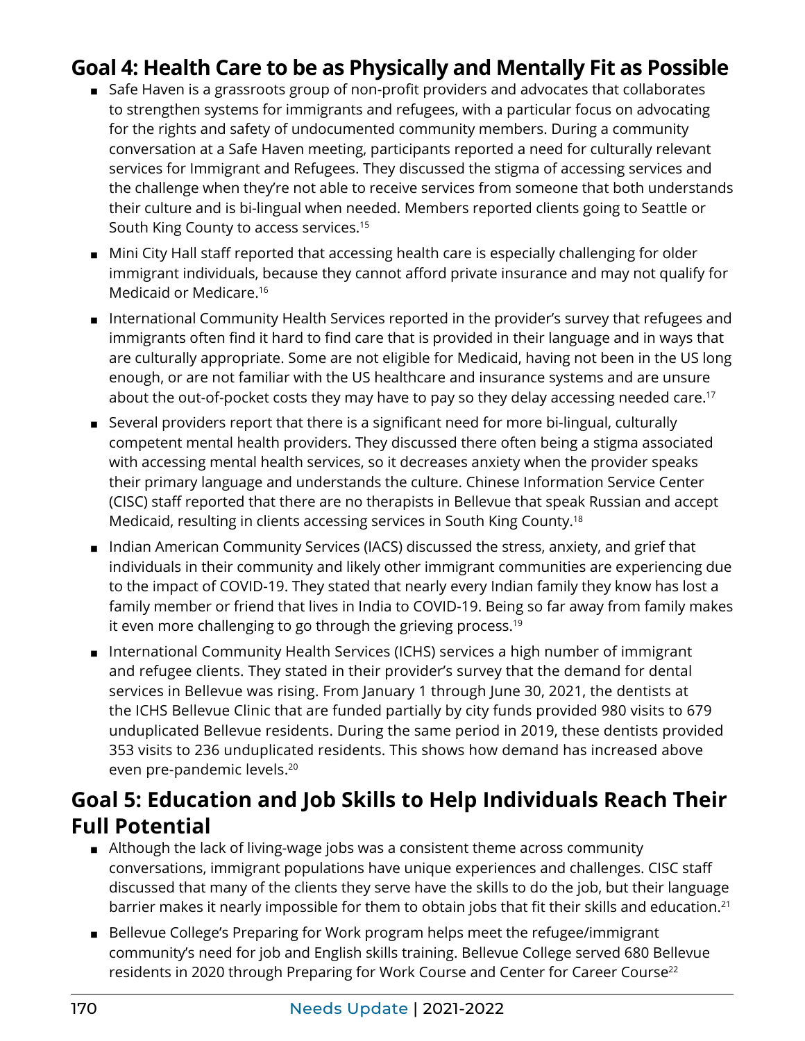## Goal 4: Health Care to be as Physically and Mentally Fit as Possible

- Safe Haven is a grassroots group of non-profit providers and advocates that collaborates to strengthen systems for immigrants and refugees, with a particular focus on advocating for the rights and safety of undocumented community members. During a community conversation at a Safe Haven meeting, participants reported a need for culturally relevant services for Immigrant and Refugees. They discussed the stigma of accessing services and the challenge when they're not able to receive services from someone that both understands their culture and is bi-lingual when needed. Members reported clients going to Seattle or South King County to access services.[15]
- Mini City Hall staff reported that accessing health care is especially challenging for older immigrant individuals, because they cannot afford private insurance and may not qualify for Medicaid or Medicare.[16]
- International Community Health Services reported in the provider's survey that refugees and immigrants often find it hard to find care that is provided in their language and in ways that are culturally appropriate. Some are not eligible for Medicaid, having not been in the US long enough, or are not familiar with the US healthcare and insurance systems and are unsure about the out-of-pocket costs they may have to pay so they delay accessing needed care.[17]
- Several providers report that there is a significant need for more bi-lingual, culturally competent mental health providers. They discussed there often being a stigma associated with accessing mental health services, so it decreases anxiety when the provider speaks their primary language and understands the culture. Chinese Information Service Center (CISC) staff reported that there are no therapists in Bellevue that speak Russian and accept Medicaid, resulting in clients accessing services in South King County.[18]
- Indian American Community Services (IACS) discussed the stress, anxiety, and grief that individuals in their community and likely other immigrant communities are experiencing due to the impact of COVID-19. They stated that nearly every Indian family they know has lost a family member or friend that lives in India to COVID-19. Being so far away from family makes it even more challenging to go through the grieving process.[19]
- International Community Health Services (ICHS) services a high number of immigrant and refugee clients. They stated in their provider's survey that the demand for dental services in Bellevue was rising. From January 1 through June 30, 2021, the dentists at the ICHS Bellevue Clinic that are funded partially by city funds provided 980 visits to 679 unduplicated Bellevue residents. During the same period in 2019, these dentists provided 353 visits to 236 unduplicated residents. This shows how demand has increased above even pre-pandemic levels.[20]

## Goal 5: Education and Job Skills to Help Individuals Reach Their Full Potential

- Although the lack of living-wage jobs was a consistent theme across community conversations, immigrant populations have unique experiences and challenges. CISC staff discussed that many of the clients they serve have the skills to do the job, but their language barrier makes it nearly impossible for them to obtain jobs that fit their skills and education.[21]
- Bellevue College's Preparing for Work program helps meet the refugee/immigrant community's need for job and English skills training. Bellevue College served 680 Bellevue residents in 2020 through Preparing for Work Course and Center for Career Course[22]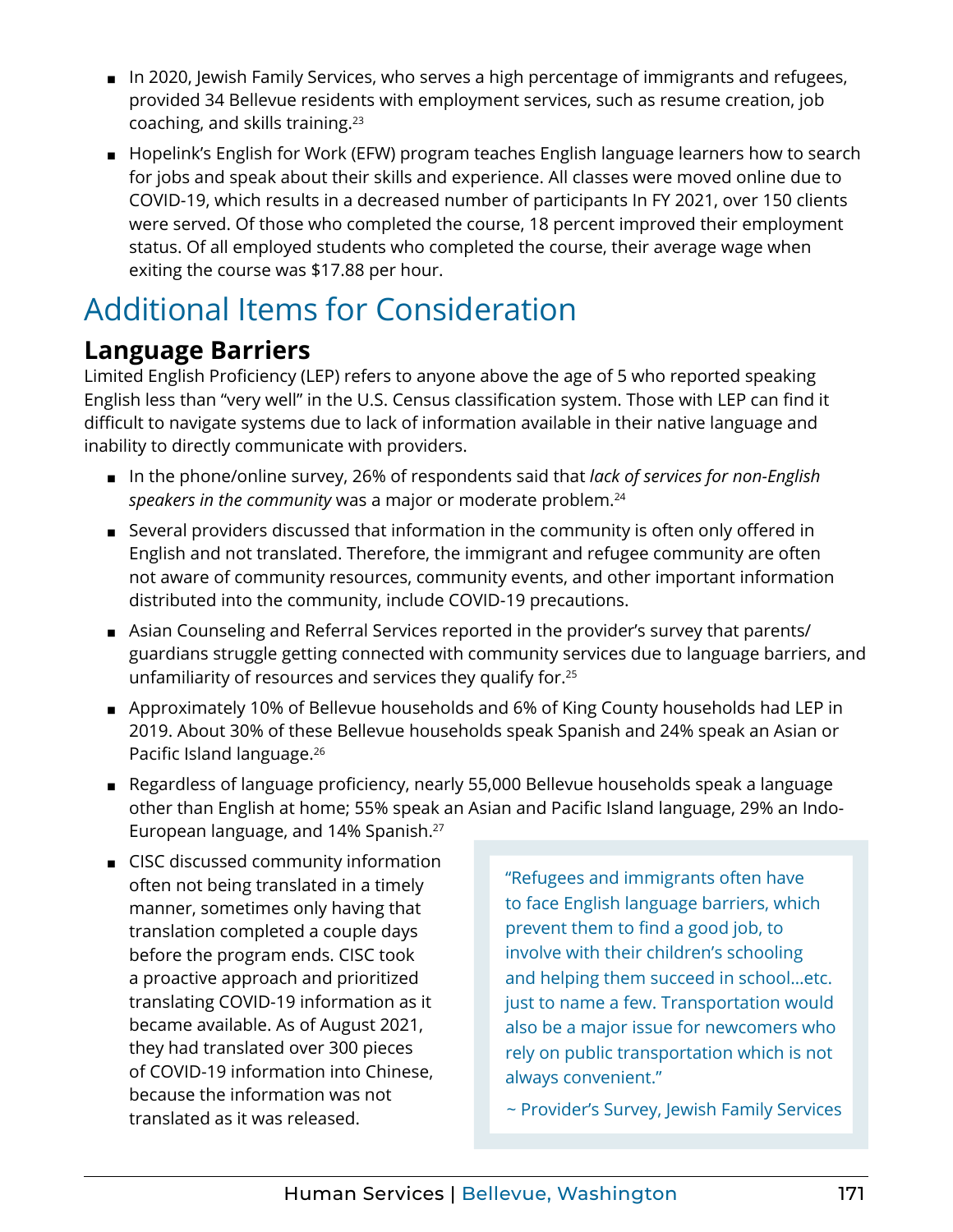- In 2020, Jewish Family Services, who serves a high percentage of immigrants and refugees, provided 34 Bellevue residents with employment services, such as resume creation, job coaching, and skills training.[23]
- Hopelink's English for Work (EFW) program teaches English language learners how to search for jobs and speak about their skills and experience. All classes were moved online due to COVID-19, which results in a decreased number of participants In FY 2021, over 150 clients were served. Of those who completed the course, 18 percent improved their employment status. Of all employed students who completed the course, their average wage when exiting the course was $17.88 per hour.

# Additional Items for Consideration

## Language Barriers

Limited English Proficiency (LEP) refers to anyone above the age of 5 who reported speaking English less than "very well" in the U.S. Census classification system. Those with LEP can find it difficult to navigate systems due to lack of information available in their native language and inability to directly communicate with providers.

- In the phone/online survey, 26% of respondents said that *lack of services for non-English speakers in the community* was a major or moderate problem.[24]
- Several providers discussed that information in the community is often only offered in English and not translated. Therefore, the immigrant and refugee community are often not aware of community resources, community events, and other important information distributed into the community, include COVID-19 precautions.
- Asian Counseling and Referral Services reported in the provider's survey that parents/guardians struggle getting connected with community services due to language barriers, and unfamiliarity of resources and services they qualify for.[25]
- Approximately 10% of Bellevue households and 6% of King County households had LEP in 2019. About 30% of these Bellevue households speak Spanish and 24% speak an Asian or Pacific Island language.[26]
- Regardless of language proficiency, nearly 55,000 Bellevue households speak a language other than English at home; 55% speak an Asian and Pacific Island language, 29% an Indo-European language, and 14% Spanish.[27]
- CISC discussed community information often not being translated in a timely manner, sometimes only having that translation completed a couple days before the program ends. CISC took a proactive approach and prioritized translating COVID-19 information as it became available. As of August 2021, they had translated over 300 pieces of COVID-19 information into Chinese, because the information was not translated as it was released.

> "Refugees and immigrants often have to face English language barriers, which prevent them to find a good job, to involve with their children's schooling and helping them succeed in school…etc. just to name a few. Transportation would also be a major issue for newcomers who rely on public transportation which is not always convenient."
>
> ~ Provider's Survey, Jewish Family Services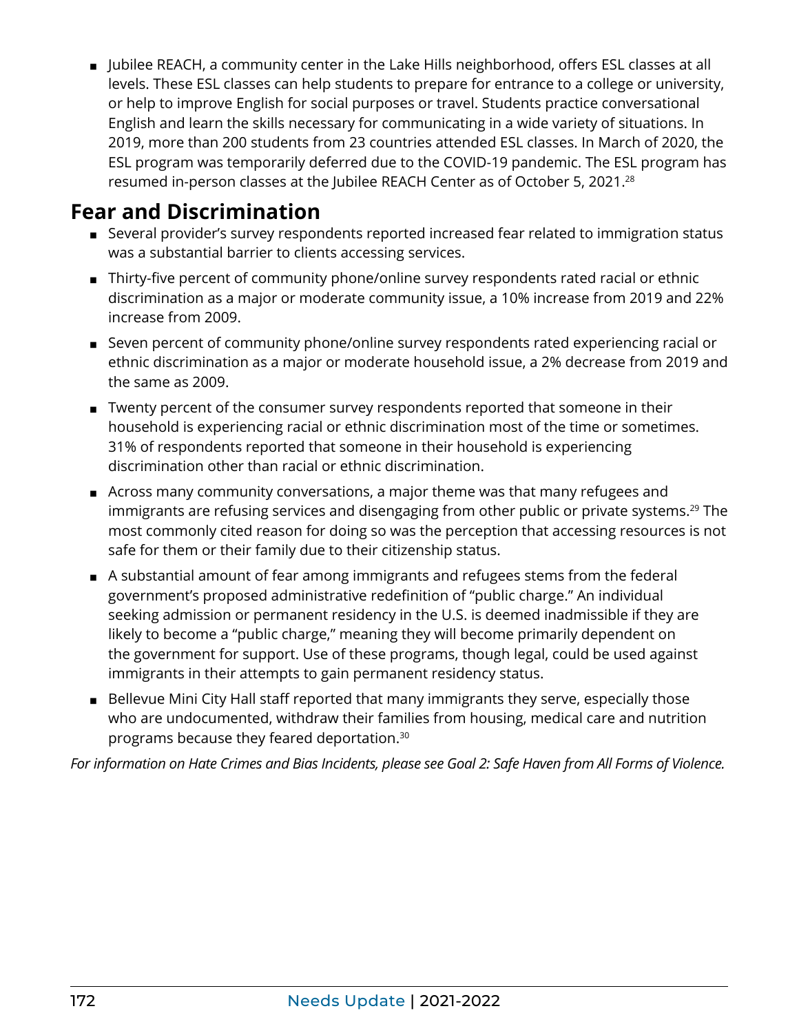- Jubilee REACH, a community center in the Lake Hills neighborhood, offers ESL classes at all levels. These ESL classes can help students to prepare for entrance to a college or university, or help to improve English for social purposes or travel. Students practice conversational English and learn the skills necessary for communicating in a wide variety of situations. In 2019, more than 200 students from 23 countries attended ESL classes. In March of 2020, the ESL program was temporarily deferred due to the COVID-19 pandemic. The ESL program has resumed in-person classes at the Jubilee REACH Center as of October 5, 2021.[28]

## Fear and Discrimination

- Several provider's survey respondents reported increased fear related to immigration status was a substantial barrier to clients accessing services.
- Thirty-five percent of community phone/online survey respondents rated racial or ethnic discrimination as a major or moderate community issue, a 10% increase from 2019 and 22% increase from 2009.
- Seven percent of community phone/online survey respondents rated experiencing racial or ethnic discrimination as a major or moderate household issue, a 2% decrease from 2019 and the same as 2009.
- Twenty percent of the consumer survey respondents reported that someone in their household is experiencing racial or ethnic discrimination most of the time or sometimes. 31% of respondents reported that someone in their household is experiencing discrimination other than racial or ethnic discrimination.
- Across many community conversations, a major theme was that many refugees and immigrants are refusing services and disengaging from other public or private systems.[29] The most commonly cited reason for doing so was the perception that accessing resources is not safe for them or their family due to their citizenship status.
- A substantial amount of fear among immigrants and refugees stems from the federal government's proposed administrative redefinition of "public charge." An individual seeking admission or permanent residency in the U.S. is deemed inadmissible if they are likely to become a "public charge," meaning they will become primarily dependent on the government for support. Use of these programs, though legal, could be used against immigrants in their attempts to gain permanent residency status.
- Bellevue Mini City Hall staff reported that many immigrants they serve, especially those who are undocumented, withdraw their families from housing, medical care and nutrition programs because they feared deportation.[30]

*For information on Hate Crimes and Bias Incidents, please see Goal 2: Safe Haven from All Forms of Violence.*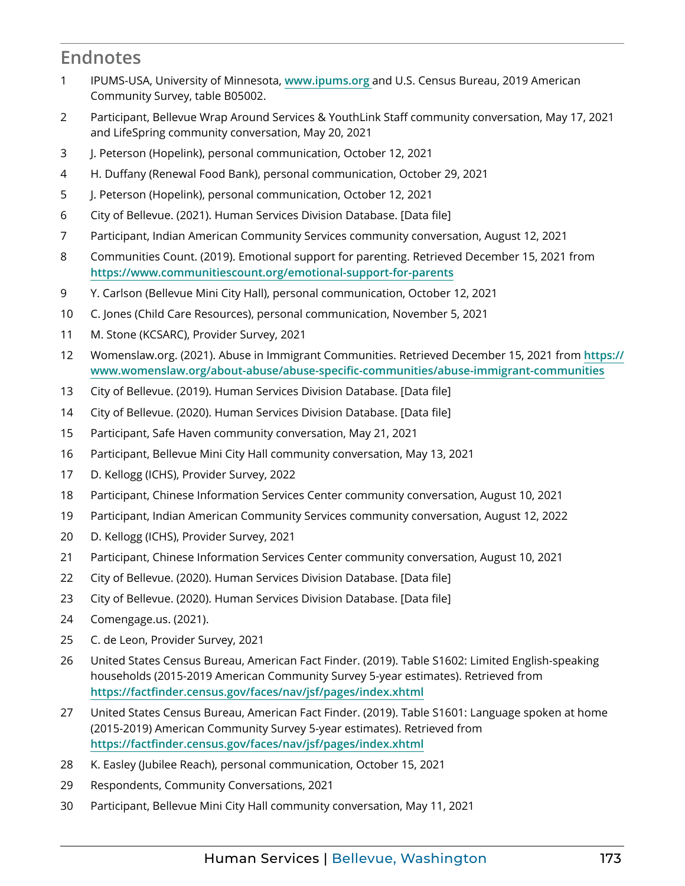## Endnotes

1. IPUMS-USA, University of Minnesota, www.ipums.org and U.S. Census Bureau, 2019 American Community Survey, table B05002.
2. Participant, Bellevue Wrap Around Services & YouthLink Staff community conversation, May 17, 2021 and LifeSpring community conversation, May 20, 2021
3. J. Peterson (Hopelink), personal communication, October 12, 2021
4. H. Duffany (Renewal Food Bank), personal communication, October 29, 2021
5. J. Peterson (Hopelink), personal communication, October 12, 2021
6. City of Bellevue. (2021). Human Services Division Database. [Data file]
7. Participant, Indian American Community Services community conversation, August 12, 2021
8. Communities Count. (2019). Emotional support for parenting. Retrieved December 15, 2021 from https://www.communitiescount.org/emotional-support-for-parents
9. Y. Carlson (Bellevue Mini City Hall), personal communication, October 12, 2021
10. C. Jones (Child Care Resources), personal communication, November 5, 2021
11. M. Stone (KCSARC), Provider Survey, 2021
12. Womenslaw.org. (2021). Abuse in Immigrant Communities. Retrieved December 15, 2021 from https://www.womenslaw.org/about-abuse/abuse-specific-communities/abuse-immigrant-communities
13. City of Bellevue. (2019). Human Services Division Database. [Data file]
14. City of Bellevue. (2020). Human Services Division Database. [Data file]
15. Participant, Safe Haven community conversation, May 21, 2021
16. Participant, Bellevue Mini City Hall community conversation, May 13, 2021
17. D. Kellogg (ICHS), Provider Survey, 2022
18. Participant, Chinese Information Services Center community conversation, August 10, 2021
19. Participant, Indian American Community Services community conversation, August 12, 2022
20. D. Kellogg (ICHS), Provider Survey, 2021
21. Participant, Chinese Information Services Center community conversation, August 10, 2021
22. City of Bellevue. (2020). Human Services Division Database. [Data file]
23. City of Bellevue. (2020). Human Services Division Database. [Data file]
24. Comengage.us. (2021).
25. C. de Leon, Provider Survey, 2021
26. United States Census Bureau, American Fact Finder. (2019). Table S1602: Limited English-speaking households (2015-2019 American Community Survey 5-year estimates). Retrieved from https://factfinder.census.gov/faces/nav/jsf/pages/index.xhtml
27. United States Census Bureau, American Fact Finder. (2019). Table S1601: Language spoken at home (2015-2019) American Community Survey 5-year estimates). Retrieved from https://factfinder.census.gov/faces/nav/jsf/pages/index.xhtml
28. K. Easley (Jubilee Reach), personal communication, October 15, 2021
29. Respondents, Community Conversations, 2021
30. Participant, Bellevue Mini City Hall community conversation, May 11, 2021